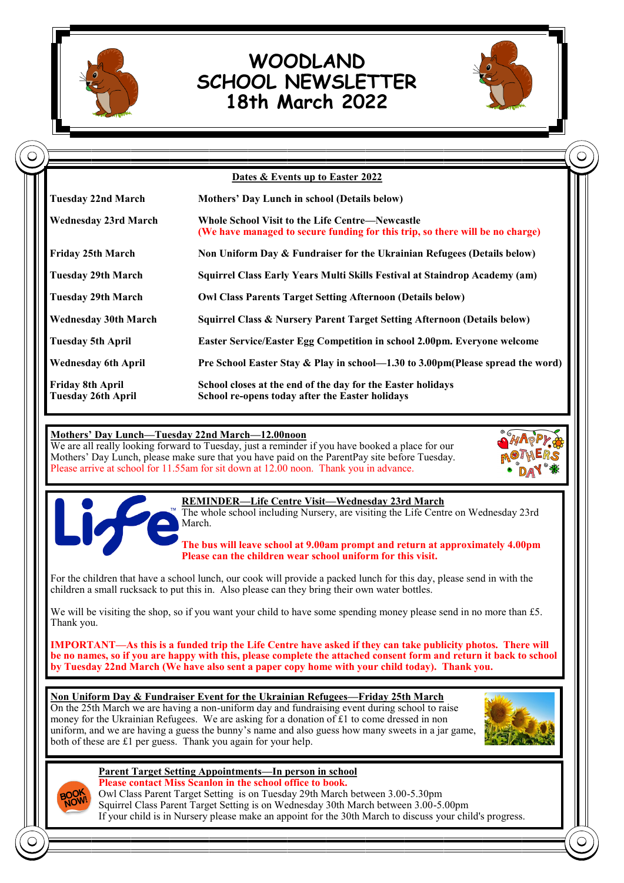# WOODLAND SCHOOL NEWSLETTER 18th March 2022

## Dates & Events up to Easter 2022

| | |
|---|---|
| **Tuesday 22nd March** | **Mothers' Day Lunch in school (Details below)** |
| **Wednesday 23rd March** | **Whole School Visit to the Life Centre—Newcastle** **(We have managed to secure funding for this trip, so there will be no charge)** |
| **Friday 25th March** | **Non Uniform Day & Fundraiser for the Ukrainian Refugees (Details below)** |
| **Tuesday 29th March** | **Squirrel Class Early Years Multi Skills Festival at Staindrop Academy (am)** |
| **Tuesday 29th March** | **Owl Class Parents Target Setting Afternoon (Details below)** |
| **Wednesday 30th March** | **Squirrel Class & Nursery Parent Target Setting Afternoon (Details below)** |
| **Tuesday 5th April** | **Easter Service/Easter Egg Competition in school 2.00pm. Everyone welcome** |
| **Wednesday 6th April** | **Pre School Easter Stay & Play in school—1.30 to 3.00pm(Please spread the word)** |
| **Friday 8th April** | **School closes at the end of the day for the Easter holidays** |
| **Tuesday 26th April** | **School re-opens today after the Easter holidays** |

**Mothers' Day Lunch—Tuesday 22nd March—12.00noon**

We are all really looking forward to Tuesday, just a reminder if you have booked a place for our Mothers' Day Lunch, please make sure that you have paid on the ParentPay site before Tuesday. Please arrive at school for 11.55am for sit down at 12.00 noon. Thank you in advance.

**REMINDER—Life Centre Visit—Wednesday 23rd March**

The whole school including Nursery, are visiting the Life Centre on Wednesday 23rd March.

**The bus will leave school at 9.00am prompt and return at approximately 4.00pm**
**Please can the children wear school uniform for this visit.**

For the children that have a school lunch, our cook will provide a packed lunch for this day, please send in with the children a small rucksack to put this in. Also please can they bring their own water bottles.

We will be visiting the shop, so if you want your child to have some spending money please send in no more than £5. Thank you.

**IMPORTANT—As this is a funded trip the Life Centre have asked if they can take publicity photos. There will be no names, so if you are happy with this, please complete the attached consent form and return it back to school by Tuesday 22nd March (We have also sent a paper copy home with your child today). Thank you.**

**Non Uniform Day & Fundraiser Event for the Ukrainian Refugees—Friday 25th March**

On the 25th March we are having a non-uniform day and fundraising event during school to raise money for the Ukrainian Refugees. We are asking for a donation of £1 to come dressed in non uniform, and we are having a guess the bunny's name and also guess how many sweets in a jar game, both of these are £1 per guess. Thank you again for your help.

**Parent Target Setting Appointments—In person in school**

**Please contact Miss Scanlon in the school office to book.**

Owl Class Parent Target Setting is on Tuesday 29th March between 3.00-5.30pm
Squirrel Class Parent Target Setting is on Wednesday 30th March between 3.00-5.00pm
If your child is in Nursery please make an appoint for the 30th March to discuss your child's progress.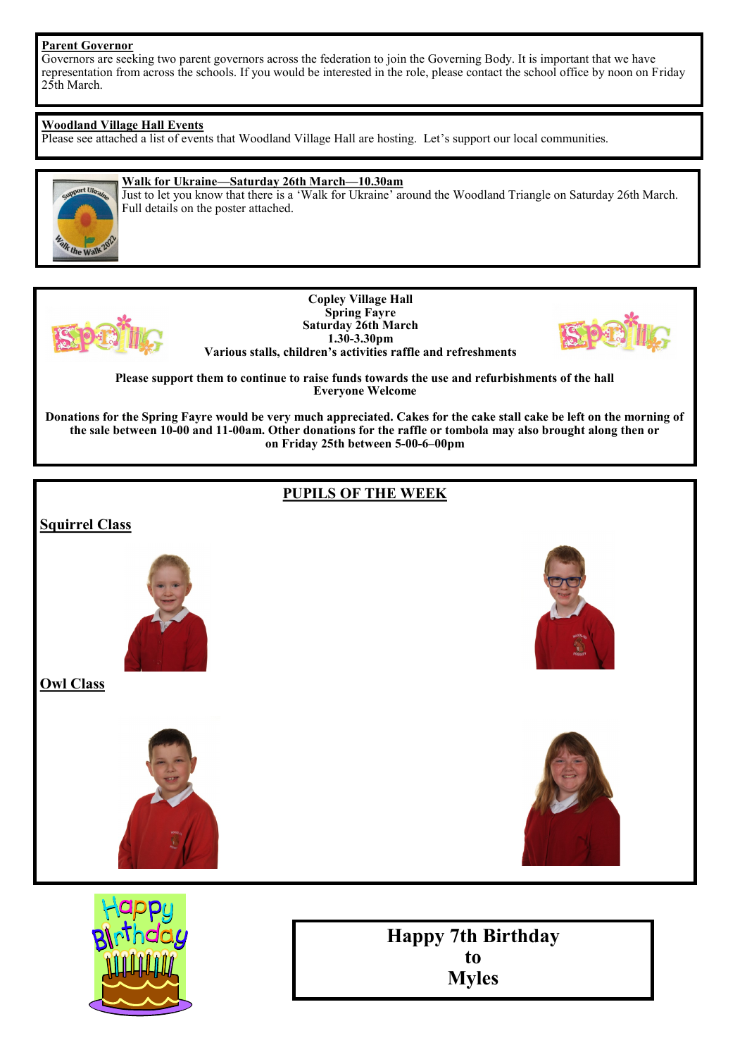**Parent Governor**

Governors are seeking two parent governors across the federation to join the Governing Body. It is important that we have representation from across the schools. If you would be interested in the role, please contact the school office by noon on Friday 25th March.

**Woodland Village Hall Events**

Please see attached a list of events that Woodland Village Hall are hosting. Let's support our local communities.

**Walk for Ukraine—Saturday 26th March—10.30am**

Just to let you know that there is a 'Walk for Ukraine' around the Woodland Triangle on Saturday 26th March. Full details on the poster attached.

**Copley Village Hall**
**Spring Fayre**
**Saturday 26th March**
**1.30-3.30pm**
**Various stalls, children's activities raffle and refreshments**

**Please support them to continue to raise funds towards the use and refurbishments of the hall**
**Everyone Welcome**

**Donations for the Spring Fayre would be very much appreciated. Cakes for the cake stall cake be left on the morning of the sale between 10-00 and 11-00am. Other donations for the raffle or tombola may also brought along then or on Friday 25th between 5-00-6–00pm**

## PUPILS OF THE WEEK

### Squirrel Class

### Owl Class

**Happy 7th Birthday**
**to**
**Myles**